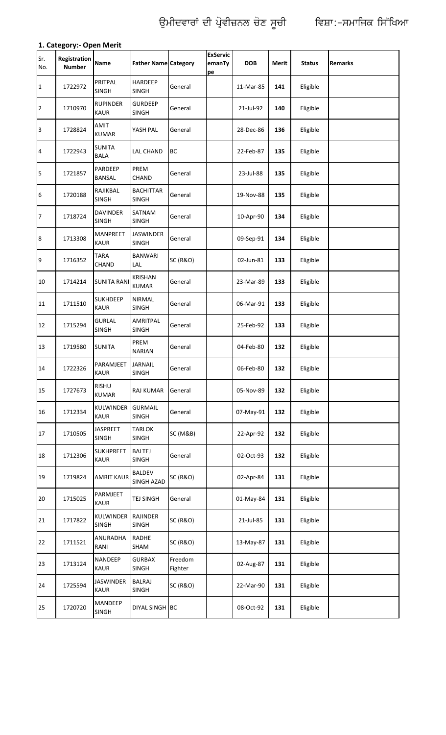ਉਮੀਦਵਾਰਾਂ ਦੀ ਪ੍ਰੋਵੀਜ਼ਨਲ ਚੋਣ ਸੂਚੀ ਵਿਸ਼ਾ:-ਸਮਾਜਿਕ ਸਿੱਖਿਆ

**1. Category:- Open Merit**

| Sr. No. | Registration Number | Name | Father Name | Category | ExServicemanType | DOB | Merit | Status | Remarks |
|---|---|---|---|---|---|---|---|---|---|
| 1 | 1722972 | PRITPAL SINGH | HARDEEP SINGH | General | | 11-Mar-85 | 141 | Eligible | |
| 2 | 1710970 | RUPINDER KAUR | GURDEEP SINGH | General | | 21-Jul-92 | 140 | Eligible | |
| 3 | 1728824 | AMIT KUMAR | YASH PAL | General | | 28-Dec-86 | 136 | Eligible | |
| 4 | 1722943 | SUNITA BALA | LAL CHAND | BC | | 22-Feb-87 | 135 | Eligible | |
| 5 | 1721857 | PARDEEP BANSAL | PREM CHAND | General | | 23-Jul-88 | 135 | Eligible | |
| 6 | 1720188 | RAJIKBAL SINGH | BACHITTAR SINGH | General | | 19-Nov-88 | 135 | Eligible | |
| 7 | 1718724 | DAVINDER SINGH | SATNAM SINGH | General | | 10-Apr-90 | 134 | Eligible | |
| 8 | 1713308 | MANPREET KAUR | JASWINDER SINGH | General | | 09-Sep-91 | 134 | Eligible | |
| 9 | 1716352 | TARA CHAND | BANWARI LAL | SC (R&O) | | 02-Jun-81 | 133 | Eligible | |
| 10 | 1714214 | SUNITA RANI | KRISHAN KUMAR | General | | 23-Mar-89 | 133 | Eligible | |
| 11 | 1711510 | SUKHDEEP KAUR | NIRMAL SINGH | General | | 06-Mar-91 | 133 | Eligible | |
| 12 | 1715294 | GURLAL SINGH | AMRITPAL SINGH | General | | 25-Feb-92 | 133 | Eligible | |
| 13 | 1719580 | SUNITA | PREM NARIAN | General | | 04-Feb-80 | 132 | Eligible | |
| 14 | 1722326 | PARAMJEET KAUR | JARNAIL SINGH | General | | 06-Feb-80 | 132 | Eligible | |
| 15 | 1727673 | RISHU KUMAR | RAJ KUMAR | General | | 05-Nov-89 | 132 | Eligible | |
| 16 | 1712334 | KULWINDER KAUR | GURMAIL SINGH | General | | 07-May-91 | 132 | Eligible | |
| 17 | 1710505 | JASPREET SINGH | TARLOK SINGH | SC (M&B) | | 22-Apr-92 | 132 | Eligible | |
| 18 | 1712306 | SUKHPREET KAUR | BALTEJ SINGH | General | | 02-Oct-93 | 132 | Eligible | |
| 19 | 1719824 | AMRIT KAUR | BALDEV SINGH AZAD | SC (R&O) | | 02-Apr-84 | 131 | Eligible | |
| 20 | 1715025 | PARMJEET KAUR | TEJ SINGH | General | | 01-May-84 | 131 | Eligible | |
| 21 | 1717822 | KULWINDER SINGH | RAJINDER SINGH | SC (R&O) | | 21-Jul-85 | 131 | Eligible | |
| 22 | 1711521 | ANURADHA RANI | RADHE SHAM | SC (R&O) | | 13-May-87 | 131 | Eligible | |
| 23 | 1713124 | NANDEEP KAUR | GURBAX SINGH | Freedom Fighter | | 02-Aug-87 | 131 | Eligible | |
| 24 | 1725594 | JASWINDER KAUR | BALRAJ SINGH | SC (R&O) | | 22-Mar-90 | 131 | Eligible | |
| 25 | 1720720 | MANDEEP SINGH | DIYAL SINGH | BC | | 08-Oct-92 | 131 | Eligible | |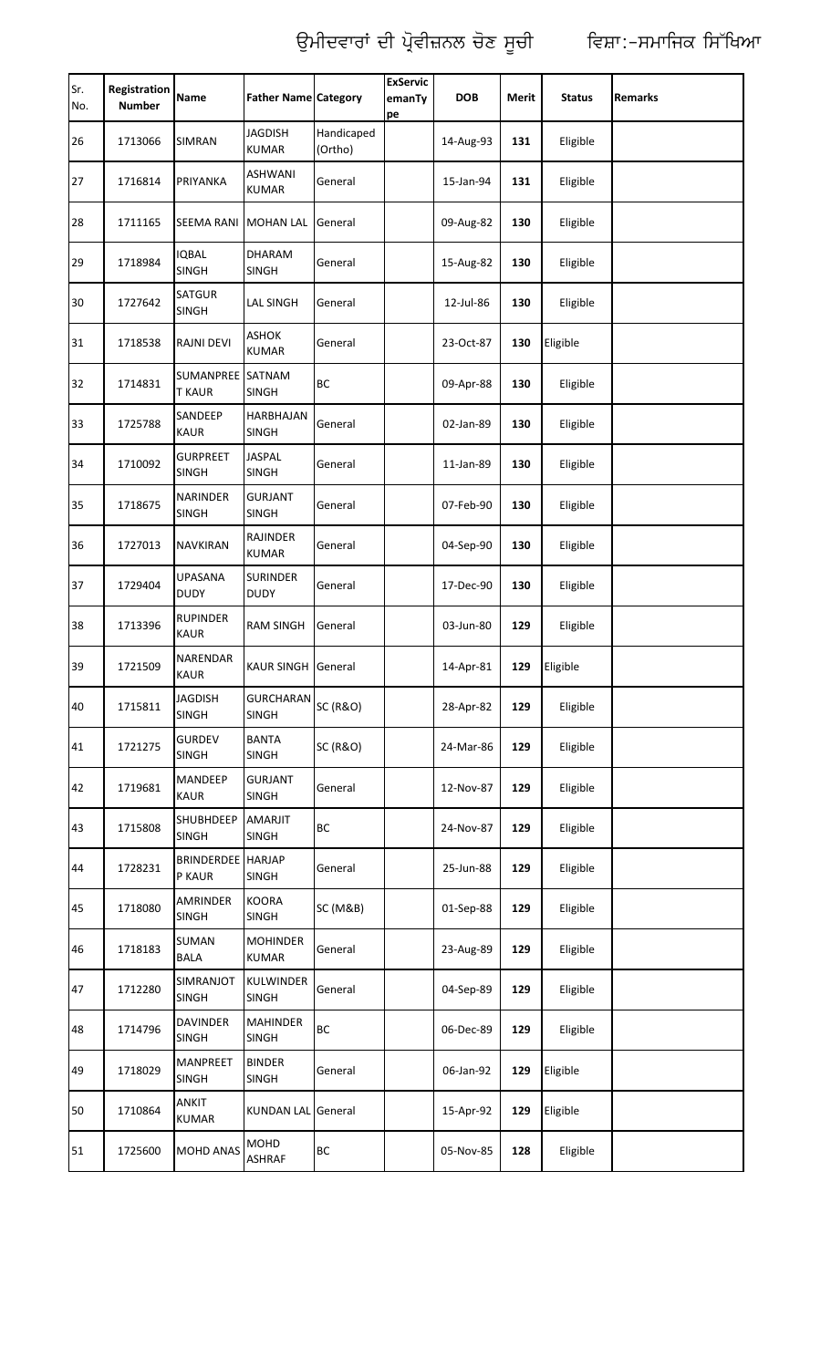ਉਮੀਦਵਾਰਾਂ ਦੀ ਪ੍ਰੋਵੀਜ਼ਨਲ ਚੋਣ ਸੂਚੀ ਵਿਸ਼ਾ:-ਸਮਾਜਿਕ ਸਿੱਖਿਆ

| Sr. No. | Registration Number | Name | Father Name | Category | ExServicemanType | DOB | Merit | Status | Remarks |
|---|---|---|---|---|---|---|---|---|---|
| 26 | 1713066 | SIMRAN | JAGDISH KUMAR | Handicaped (Ortho) | | 14-Aug-93 | 131 | Eligible | |
| 27 | 1716814 | PRIYANKA | ASHWANI KUMAR | General | | 15-Jan-94 | 131 | Eligible | |
| 28 | 1711165 | SEEMA RANI | MOHAN LAL | General | | 09-Aug-82 | 130 | Eligible | |
| 29 | 1718984 | IQBAL SINGH | DHARAM SINGH | General | | 15-Aug-82 | 130 | Eligible | |
| 30 | 1727642 | SATGUR SINGH | LAL SINGH | General | | 12-Jul-86 | 130 | Eligible | |
| 31 | 1718538 | RAJNI DEVI | ASHOK KUMAR | General | | 23-Oct-87 | 130 | Eligible | |
| 32 | 1714831 | SUMANPREET KAUR | SATNAM SINGH | BC | | 09-Apr-88 | 130 | Eligible | |
| 33 | 1725788 | SANDEEP KAUR | HARBHAJAN SINGH | General | | 02-Jan-89 | 130 | Eligible | |
| 34 | 1710092 | GURPREET SINGH | JASPAL SINGH | General | | 11-Jan-89 | 130 | Eligible | |
| 35 | 1718675 | NARINDER SINGH | GURJANT SINGH | General | | 07-Feb-90 | 130 | Eligible | |
| 36 | 1727013 | NAVKIRAN | RAJINDER KUMAR | General | | 04-Sep-90 | 130 | Eligible | |
| 37 | 1729404 | UPASANA DUDY | SURINDER DUDY | General | | 17-Dec-90 | 130 | Eligible | |
| 38 | 1713396 | RUPINDER KAUR | RAM SINGH | General | | 03-Jun-80 | 129 | Eligible | |
| 39 | 1721509 | NARENDAR KAUR | KAUR SINGH | General | | 14-Apr-81 | 129 | Eligible | |
| 40 | 1715811 | JAGDISH SINGH | GURCHARAN SINGH | SC (R&O) | | 28-Apr-82 | 129 | Eligible | |
| 41 | 1721275 | GURDEV SINGH | BANTA SINGH | SC (R&O) | | 24-Mar-86 | 129 | Eligible | |
| 42 | 1719681 | MANDEEP KAUR | GURJANT SINGH | General | | 12-Nov-87 | 129 | Eligible | |
| 43 | 1715808 | SHUBHDEEP SINGH | AMARJIT SINGH | BC | | 24-Nov-87 | 129 | Eligible | |
| 44 | 1728231 | BRINDERDEEP KAUR | HARJAP SINGH | General | | 25-Jun-88 | 129 | Eligible | |
| 45 | 1718080 | AMRINDER SINGH | KOORA SINGH | SC (M&B) | | 01-Sep-88 | 129 | Eligible | |
| 46 | 1718183 | SUMAN BALA | MOHINDER KUMAR | General | | 23-Aug-89 | 129 | Eligible | |
| 47 | 1712280 | SIMRANJOT SINGH | KULWINDER SINGH | General | | 04-Sep-89 | 129 | Eligible | |
| 48 | 1714796 | DAVINDER SINGH | MAHINDER SINGH | BC | | 06-Dec-89 | 129 | Eligible | |
| 49 | 1718029 | MANPREET SINGH | BINDER SINGH | General | | 06-Jan-92 | 129 | Eligible | |
| 50 | 1710864 | ANKIT KUMAR | KUNDAN LAL | General | | 15-Apr-92 | 129 | Eligible | |
| 51 | 1725600 | MOHD ANAS | MOHD ASHRAF | BC | | 05-Nov-85 | 128 | Eligible | |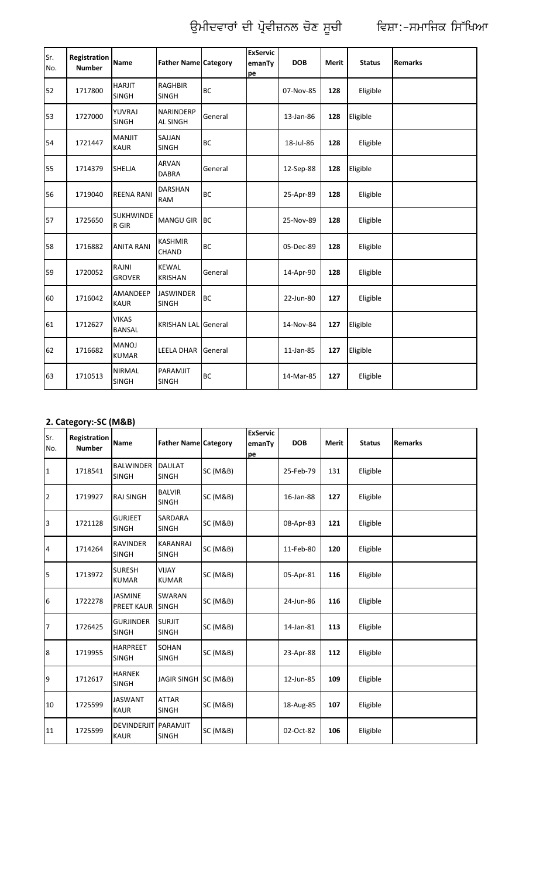ਉਮੀਦਵਾਰਾਂ ਦੀ ਪ੍ਰੋਵੀਜ਼ਨਲ ਚੋਣ ਸੂਚੀ ਵਿਸ਼ਾ:-ਸਮਾਜਿਕ ਸਿੱਖਿਆ

| Sr. No. | Registration Number | Name | Father Name | Category | ExServicemanType | DOB | Merit | Status | Remarks |
|---|---|---|---|---|---|---|---|---|---|
| 52 | 1717800 | HARJIT SINGH | RAGHBIR SINGH | BC | | 07-Nov-85 | 128 | Eligible | |
| 53 | 1727000 | YUVRAJ SINGH | NARINDERPAL SINGH | General | | 13-Jan-86 | 128 | Eligible | |
| 54 | 1721447 | MANJIT KAUR | SAJJAN SINGH | BC | | 18-Jul-86 | 128 | Eligible | |
| 55 | 1714379 | SHELJA | ARVAN DABRA | General | | 12-Sep-88 | 128 | Eligible | |
| 56 | 1719040 | REENA RANI | DARSHAN RAM | BC | | 25-Apr-89 | 128 | Eligible | |
| 57 | 1725650 | SUKHWINDER GIR | MANGU GIR | BC | | 25-Nov-89 | 128 | Eligible | |
| 58 | 1716882 | ANITA RANI | KASHMIR CHAND | BC | | 05-Dec-89 | 128 | Eligible | |
| 59 | 1720052 | RAJNI GROVER | KEWAL KRISHAN | General | | 14-Apr-90 | 128 | Eligible | |
| 60 | 1716042 | AMANDEEP KAUR | JASWINDER SINGH | BC | | 22-Jun-80 | 127 | Eligible | |
| 61 | 1712627 | VIKAS BANSAL | KRISHAN LAL | General | | 14-Nov-84 | 127 | Eligible | |
| 62 | 1716682 | MANOJ KUMAR | LEELA DHAR | General | | 11-Jan-85 | 127 | Eligible | |
| 63 | 1710513 | NIRMAL SINGH | PARAMJIT SINGH | BC | | 14-Mar-85 | 127 | Eligible | |

## 2. Category:-SC (M&B)

| Sr. No. | Registration Number | Name | Father Name | Category | ExServicemanType | DOB | Merit | Status | Remarks |
|---|---|---|---|---|---|---|---|---|---|
| 1 | 1718541 | BALWINDER SINGH | DAULAT SINGH | SC (M&B) | | 25-Feb-79 | 131 | Eligible | |
| 2 | 1719927 | RAJ SINGH | BALVIR SINGH | SC (M&B) | | 16-Jan-88 | 127 | Eligible | |
| 3 | 1721128 | GURJEET SINGH | SARDARA SINGH | SC (M&B) | | 08-Apr-83 | 121 | Eligible | |
| 4 | 1714264 | RAVINDER SINGH | KARANRAJ SINGH | SC (M&B) | | 11-Feb-80 | 120 | Eligible | |
| 5 | 1713972 | SURESH KUMAR | VIJAY KUMAR | SC (M&B) | | 05-Apr-81 | 116 | Eligible | |
| 6 | 1722278 | JASMINE PREET KAUR | SWARAN SINGH | SC (M&B) | | 24-Jun-86 | 116 | Eligible | |
| 7 | 1726425 | GURJINDER SINGH | SURJIT SINGH | SC (M&B) | | 14-Jan-81 | 113 | Eligible | |
| 8 | 1719955 | HARPREET SINGH | SOHAN SINGH | SC (M&B) | | 23-Apr-88 | 112 | Eligible | |
| 9 | 1712617 | HARNEK SINGH | JAGIR SINGH | SC (M&B) | | 12-Jun-85 | 109 | Eligible | |
| 10 | 1725599 | JASWANT KAUR | ATTAR SINGH | SC (M&B) | | 18-Aug-85 | 107 | Eligible | |
| 11 | 1725599 | DEVINDERJIT KAUR | PARAMJIT SINGH | SC (M&B) | | 02-Oct-82 | 106 | Eligible | |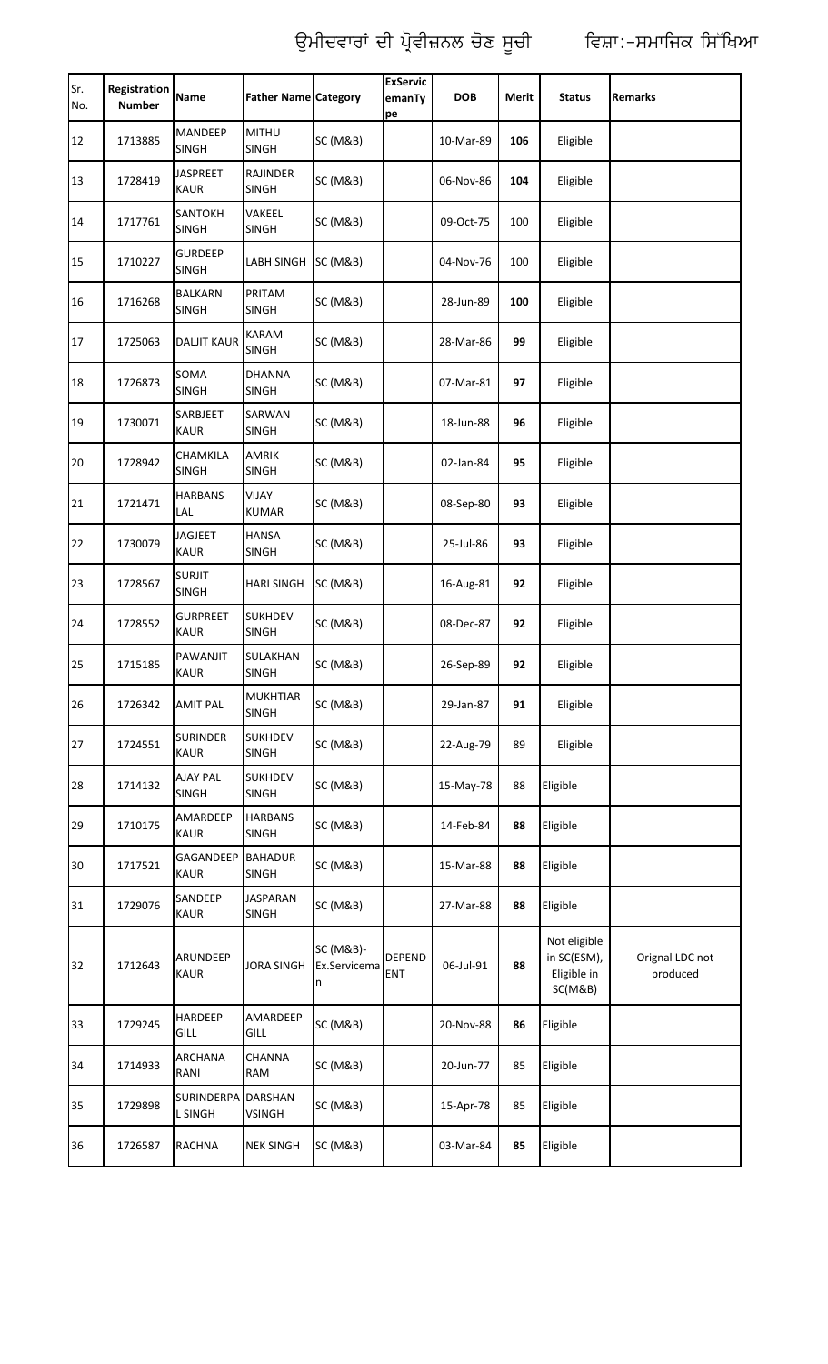ਉਮੀਦਵਾਰਾਂ ਦੀ ਪ੍ਰੋਵੀਜ਼ਨਲ ਚੋਣ ਸੂਚੀ ਵਿਸ਼ਾ:-ਸਮਾਜਿਕ ਸਿੱਖਿਆ

| Sr. No. | Registration Number | Name | Father Name | Category | ExServicemanType | DOB | Merit | Status | Remarks |
|---|---|---|---|---|---|---|---|---|---|
| 12 | 1713885 | MANDEEP SINGH | MITHU SINGH | SC (M&B) | | 10-Mar-89 | 106 | Eligible | |
| 13 | 1728419 | JASPREET KAUR | RAJINDER SINGH | SC (M&B) | | 06-Nov-86 | 104 | Eligible | |
| 14 | 1717761 | SANTOKH SINGH | VAKEEL SINGH | SC (M&B) | | 09-Oct-75 | 100 | Eligible | |
| 15 | 1710227 | GURDEEP SINGH | LABH SINGH | SC (M&B) | | 04-Nov-76 | 100 | Eligible | |
| 16 | 1716268 | BALKARN SINGH | PRITAM SINGH | SC (M&B) | | 28-Jun-89 | 100 | Eligible | |
| 17 | 1725063 | DALJIT KAUR | KARAM SINGH | SC (M&B) | | 28-Mar-86 | 99 | Eligible | |
| 18 | 1726873 | SOMA SINGH | DHANNA SINGH | SC (M&B) | | 07-Mar-81 | 97 | Eligible | |
| 19 | 1730071 | SARBJEET KAUR | SARWAN SINGH | SC (M&B) | | 18-Jun-88 | 96 | Eligible | |
| 20 | 1728942 | CHAMKILA SINGH | AMRIK SINGH | SC (M&B) | | 02-Jan-84 | 95 | Eligible | |
| 21 | 1721471 | HARBANS LAL | VIJAY KUMAR | SC (M&B) | | 08-Sep-80 | 93 | Eligible | |
| 22 | 1730079 | JAGJEET KAUR | HANSA SINGH | SC (M&B) | | 25-Jul-86 | 93 | Eligible | |
| 23 | 1728567 | SURJIT SINGH | HARI SINGH | SC (M&B) | | 16-Aug-81 | 92 | Eligible | |
| 24 | 1728552 | GURPREET KAUR | SUKHDEV SINGH | SC (M&B) | | 08-Dec-87 | 92 | Eligible | |
| 25 | 1715185 | PAWANJIT KAUR | SULAKHAN SINGH | SC (M&B) | | 26-Sep-89 | 92 | Eligible | |
| 26 | 1726342 | AMIT PAL | MUKHTIAR SINGH | SC (M&B) | | 29-Jan-87 | 91 | Eligible | |
| 27 | 1724551 | SURINDER KAUR | SUKHDEV SINGH | SC (M&B) | | 22-Aug-79 | 89 | Eligible | |
| 28 | 1714132 | AJAY PAL SINGH | SUKHDEV SINGH | SC (M&B) | | 15-May-78 | 88 | Eligible | |
| 29 | 1710175 | AMARDEEP KAUR | HARBANS SINGH | SC (M&B) | | 14-Feb-84 | 88 | Eligible | |
| 30 | 1717521 | GAGANDEEP KAUR | BAHADUR SINGH | SC (M&B) | | 15-Mar-88 | 88 | Eligible | |
| 31 | 1729076 | SANDEEP KAUR | JASPARAN SINGH | SC (M&B) | | 27-Mar-88 | 88 | Eligible | |
| 32 | 1712643 | ARUNDEEP KAUR | JORA SINGH | SC (M&B)-Ex.Serviceman | DEPENDENT | 06-Jul-91 | 88 | Not eligible in SC(ESM), Eligible in SC(M&B) | Orignal LDC not produced |
| 33 | 1729245 | HARDEEP GILL | AMARDEEP GILL | SC (M&B) | | 20-Nov-88 | 86 | Eligible | |
| 34 | 1714933 | ARCHANA RANI | CHANNA RAM | SC (M&B) | | 20-Jun-77 | 85 | Eligible | |
| 35 | 1729898 | SURINDERPAL SINGH | DARSHAN VSINGH | SC (M&B) | | 15-Apr-78 | 85 | Eligible | |
| 36 | 1726587 | RACHNA | NEK SINGH | SC (M&B) | | 03-Mar-84 | 85 | Eligible | |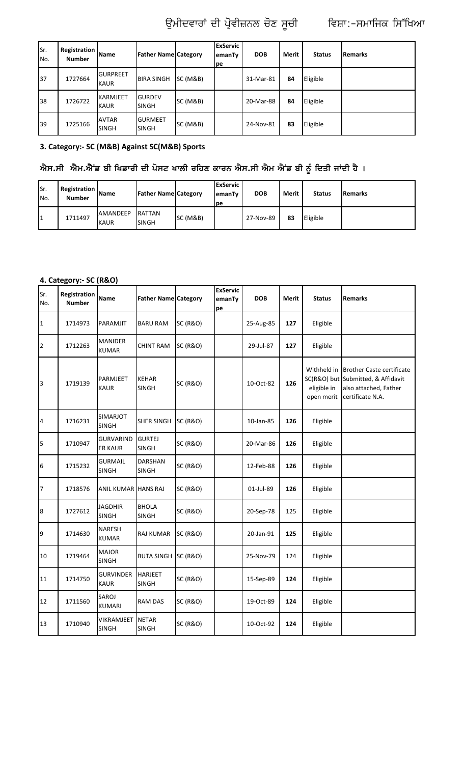ਉਮੀਦਵਾਰਾਂ ਦੀ ਪ੍ਰੋਵੀਜ਼ਨਲ ਚੋਣ ਸੂਚੀ ਵਿਸ਼ਾ:-ਸਮਾਜਿਕ ਸਿੱਖਿਆ

| Sr. No. | Registration Number | Name | Father Name | Category | ExServicemanType | DOB | Merit | Status | Remarks |
|---|---|---|---|---|---|---|---|---|---|
| 37 | 1727664 | GURPREET KAUR | BIRA SINGH | SC (M&B) | | 31-Mar-81 | 84 | Eligible | |
| 38 | 1726722 | KARMJEET KAUR | GURDEV SINGH | SC (M&B) | | 20-Mar-88 | 84 | Eligible | |
| 39 | 1725166 | AVTAR SINGH | GURMEET SINGH | SC (M&B) | | 24-Nov-81 | 83 | Eligible | |

### 3. Category:- SC (M&B) Against SC(M&B) Sports

## ਐਸ.ਸੀ ਐਮ.ਐਂਡ ਬੀ ਖਿਡਾਰੀ ਦੀ ਪੋਸਟ ਖਾਲੀ ਰਹਿਣ ਕਾਰਨ ਐਸ.ਸੀ ਐਮ ਐਂਡ ਬੀ ਨੂੰ ਦਿਤੀ ਜਾਂਦੀ ਹੈ ।

| Sr. No. | Registration Number | Name | Father Name | Category | ExServicemanType | DOB | Merit | Status | Remarks |
|---|---|---|---|---|---|---|---|---|---|
| 1 | 1711497 | AMANDEEP KAUR | RATTAN SINGH | SC (M&B) | | 27-Nov-89 | 83 | Eligible | |

### 4. Category:- SC (R&O)

| Sr. No. | Registration Number | Name | Father Name | Category | ExServicemanType | DOB | Merit | Status | Remarks |
|---|---|---|---|---|---|---|---|---|---|
| 1 | 1714973 | PARAMJIT | BARU RAM | SC (R&O) | | 25-Aug-85 | 127 | Eligible | |
| 2 | 1712263 | MANIDER KUMAR | CHINT RAM | SC (R&O) | | 29-Jul-87 | 127 | Eligible | |
| 3 | 1719139 | PARMJEET KAUR | KEHAR SINGH | SC (R&O) | | 10-Oct-82 | 126 | Withheld in SC(R&O) but eligible in open merit | Brother Caste certificate Submitted, & Affidavit also attached, Father certificate N.A. |
| 4 | 1716231 | SIMARJOT SINGH | SHER SINGH | SC (R&O) | | 10-Jan-85 | 126 | Eligible | |
| 5 | 1710947 | GURVARINDER KAUR | GURTEJ SINGH | SC (R&O) | | 20-Mar-86 | 126 | Eligible | |
| 6 | 1715232 | GURMAIL SINGH | DARSHAN SINGH | SC (R&O) | | 12-Feb-88 | 126 | Eligible | |
| 7 | 1718576 | ANIL KUMAR | HANS RAJ | SC (R&O) | | 01-Jul-89 | 126 | Eligible | |
| 8 | 1727612 | JAGDHIR SINGH | BHOLA SINGH | SC (R&O) | | 20-Sep-78 | 125 | Eligible | |
| 9 | 1714630 | NARESH KUMAR | RAJ KUMAR | SC (R&O) | | 20-Jan-91 | 125 | Eligible | |
| 10 | 1719464 | MAJOR SINGH | BUTA SINGH | SC (R&O) | | 25-Nov-79 | 124 | Eligible | |
| 11 | 1714750 | GURVINDER KAUR | HARJEET SINGH | SC (R&O) | | 15-Sep-89 | 124 | Eligible | |
| 12 | 1711560 | SAROJ KUMARI | RAM DAS | SC (R&O) | | 19-Oct-89 | 124 | Eligible | |
| 13 | 1710940 | VIKRAMJEET SINGH | NETAR SINGH | SC (R&O) | | 10-Oct-92 | 124 | Eligible | |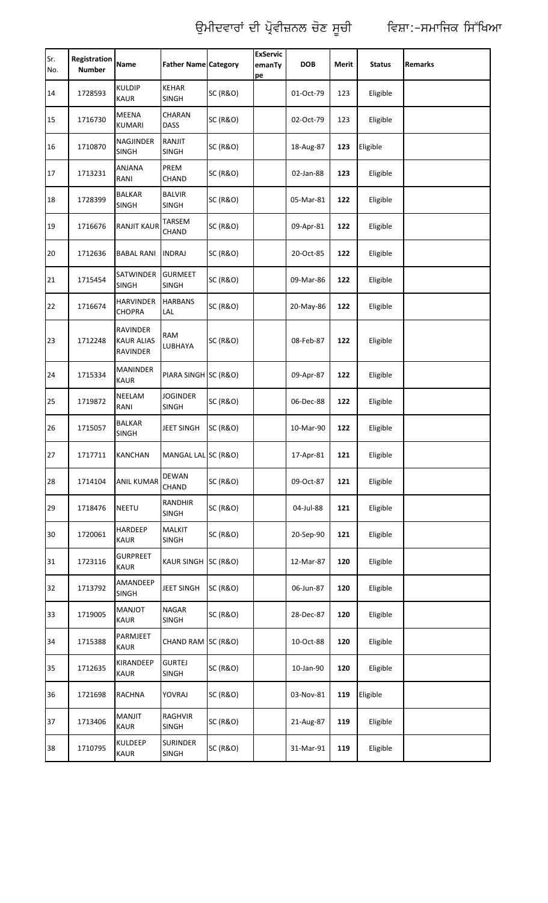ਉਮੀਦਵਾਰਾਂ ਦੀ ਪ੍ਰੋਵੀਜ਼ਨਲ ਚੋਣ ਸੂਚੀ ਵਿਸ਼ਾ:-ਸਮਾਜਿਕ ਸਿੱਖਿਆ

| Sr. No. | Registration Number | Name | Father Name | Category | ExServicemanType | DOB | Merit | Status | Remarks |
|---|---|---|---|---|---|---|---|---|---|
| 14 | 1728593 | KULDIP KAUR | KEHAR SINGH | SC (R&O) | | 01-Oct-79 | 123 | Eligible | |
| 15 | 1716730 | MEENA KUMARI | CHARAN DASS | SC (R&O) | | 02-Oct-79 | 123 | Eligible | |
| 16 | 1710870 | NAGJINDER SINGH | RANJIT SINGH | SC (R&O) | | 18-Aug-87 | 123 | Eligible | |
| 17 | 1713231 | ANJANA RANI | PREM CHAND | SC (R&O) | | 02-Jan-88 | 123 | Eligible | |
| 18 | 1728399 | BALKAR SINGH | BALVIR SINGH | SC (R&O) | | 05-Mar-81 | 122 | Eligible | |
| 19 | 1716676 | RANJIT KAUR | TARSEM CHAND | SC (R&O) | | 09-Apr-81 | 122 | Eligible | |
| 20 | 1712636 | BABAL RANI | INDRAJ | SC (R&O) | | 20-Oct-85 | 122 | Eligible | |
| 21 | 1715454 | SATWINDER SINGH | GURMEET SINGH | SC (R&O) | | 09-Mar-86 | 122 | Eligible | |
| 22 | 1716674 | HARVINDER CHOPRA | HARBANS LAL | SC (R&O) | | 20-May-86 | 122 | Eligible | |
| 23 | 1712248 | RAVINDER KAUR ALIAS RAVINDER | RAM LUBHAYA | SC (R&O) | | 08-Feb-87 | 122 | Eligible | |
| 24 | 1715334 | MANINDER KAUR | PIARA SINGH | SC (R&O) | | 09-Apr-87 | 122 | Eligible | |
| 25 | 1719872 | NEELAM RANI | JOGINDER SINGH | SC (R&O) | | 06-Dec-88 | 122 | Eligible | |
| 26 | 1715057 | BALKAR SINGH | JEET SINGH | SC (R&O) | | 10-Mar-90 | 122 | Eligible | |
| 27 | 1717711 | KANCHAN | MANGAL LAL | SC (R&O) | | 17-Apr-81 | 121 | Eligible | |
| 28 | 1714104 | ANIL KUMAR | DEWAN CHAND | SC (R&O) | | 09-Oct-87 | 121 | Eligible | |
| 29 | 1718476 | NEETU | RANDHIR SINGH | SC (R&O) | | 04-Jul-88 | 121 | Eligible | |
| 30 | 1720061 | HARDEEP KAUR | MALKIT SINGH | SC (R&O) | | 20-Sep-90 | 121 | Eligible | |
| 31 | 1723116 | GURPREET KAUR | KAUR SINGH | SC (R&O) | | 12-Mar-87 | 120 | Eligible | |
| 32 | 1713792 | AMANDEEP SINGH | JEET SINGH | SC (R&O) | | 06-Jun-87 | 120 | Eligible | |
| 33 | 1719005 | MANJOT KAUR | NAGAR SINGH | SC (R&O) | | 28-Dec-87 | 120 | Eligible | |
| 34 | 1715388 | PARMJEET KAUR | CHAND RAM | SC (R&O) | | 10-Oct-88 | 120 | Eligible | |
| 35 | 1712635 | KIRANDEEP KAUR | GURTEJ SINGH | SC (R&O) | | 10-Jan-90 | 120 | Eligible | |
| 36 | 1721698 | RACHNA | YOVRAJ | SC (R&O) | | 03-Nov-81 | 119 | Eligible | |
| 37 | 1713406 | MANJIT KAUR | RAGHVIR SINGH | SC (R&O) | | 21-Aug-87 | 119 | Eligible | |
| 38 | 1710795 | KULDEEP KAUR | SURINDER SINGH | SC (R&O) | | 31-Mar-91 | 119 | Eligible | |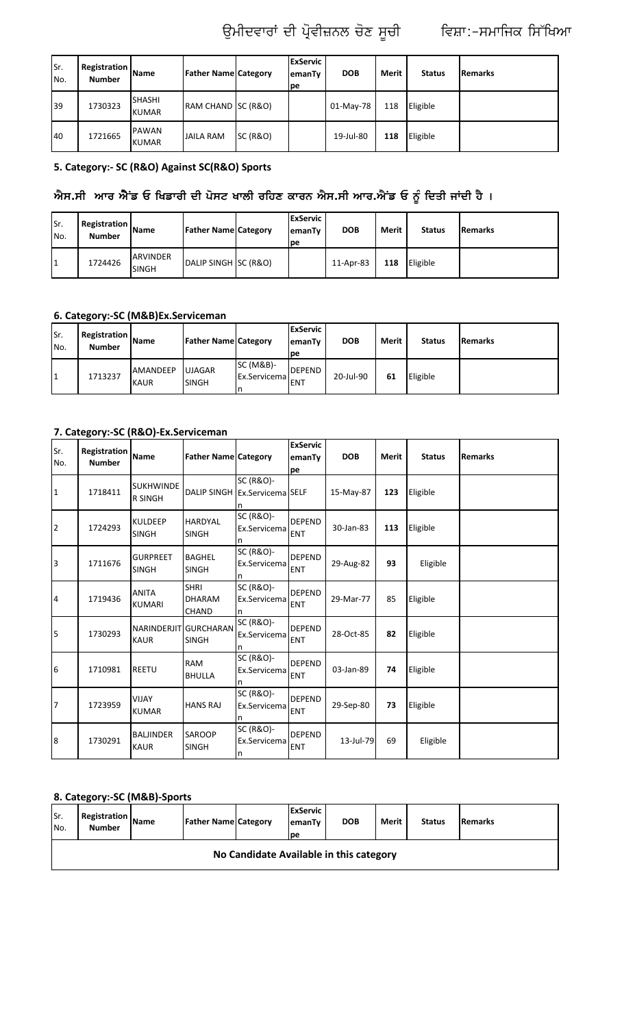| Sr. No. | Registration Number | Name | Father Name | Category | ExServicemanType | DOB | Merit | Status | Remarks |
|---|---|---|---|---|---|---|---|---|---|
| 39 | 1730323 | SHASHI KUMAR | RAM CHAND | SC (R&O) | | 01-May-78 | 118 | Eligible | |
| 40 | 1721665 | PAWAN KUMAR | JAILA RAM | SC (R&O) | | 19-Jul-80 | 118 | Eligible | |

**5. Category:- SC (R&O) Against SC(R&O) Sports**

**ਐਸ.ਸੀ ਆਰ ਐਂਡ ਓ ਖਿਡਾਰੀ ਦੀ ਪੋਸਟ ਖਾਲੀ ਰਹਿਣ ਕਾਰਨ ਐਸ.ਸੀ ਆਰ.ਐਂਡ ਓ ਨੂੰ ਦਿਤੀ ਜਾਂਦੀ ਹੈ ।**

| Sr. No. | Registration Number | Name | Father Name | Category | ExServicemanType | DOB | Merit | Status | Remarks |
|---|---|---|---|---|---|---|---|---|---|
| 1 | 1724426 | ARVINDER SINGH | DALIP SINGH | SC (R&O) | | 11-Apr-83 | 118 | Eligible | |

**6. Category:-SC (M&B)Ex.Serviceman**

| Sr. No. | Registration Number | Name | Father Name | Category | ExServicemanType | DOB | Merit | Status | Remarks |
|---|---|---|---|---|---|---|---|---|---|
| 1 | 1713237 | AMANDEEP KAUR | UJAGAR SINGH | SC (M&B)-Ex.Serviceman | DEPENDENT | 20-Jul-90 | 61 | Eligible | |

**7. Category:-SC (R&O)-Ex.Serviceman**

| Sr. No. | Registration Number | Name | Father Name | Category | ExServicemanType | DOB | Merit | Status | Remarks |
|---|---|---|---|---|---|---|---|---|---|
| 1 | 1718411 | SUKHWINDER SINGH | DALIP SINGH | SC (R&O)-Ex.Serviceman | SELF | 15-May-87 | 123 | Eligible | |
| 2 | 1724293 | KULDEEP SINGH | HARDYAL SINGH | SC (R&O)-Ex.Serviceman | DEPENDENT | 30-Jan-83 | 113 | Eligible | |
| 3 | 1711676 | GURPREET SINGH | BAGHEL SINGH | SC (R&O)-Ex.Serviceman | DEPENDENT | 29-Aug-82 | 93 | Eligible | |
| 4 | 1719436 | ANITA KUMARI | SHRI DHARAM CHAND | SC (R&O)-Ex.Serviceman | DEPENDENT | 29-Mar-77 | 85 | Eligible | |
| 5 | 1730293 | NARINDERJIT KAUR | GURCHARAN SINGH | SC (R&O)-Ex.Serviceman | DEPENDENT | 28-Oct-85 | 82 | Eligible | |
| 6 | 1710981 | REETU | RAM BHULLA | SC (R&O)-Ex.Serviceman | DEPENDENT | 03-Jan-89 | 74 | Eligible | |
| 7 | 1723959 | VIJAY KUMAR | HANS RAJ | SC (R&O)-Ex.Serviceman | DEPENDENT | 29-Sep-80 | 73 | Eligible | |
| 8 | 1730291 | BALJINDER KAUR | SAROOP SINGH | SC (R&O)-Ex.Serviceman | DEPENDENT | 13-Jul-79 | 69 | Eligible | |

**8. Category:-SC (M&B)-Sports**

| Sr. No. | Registration Number | Name | Father Name | Category | ExServicemanType | DOB | Merit | Status | Remarks |
|---|---|---|---|---|---|---|---|---|---|
| No Candidate Available in this category | | | | | | | | | |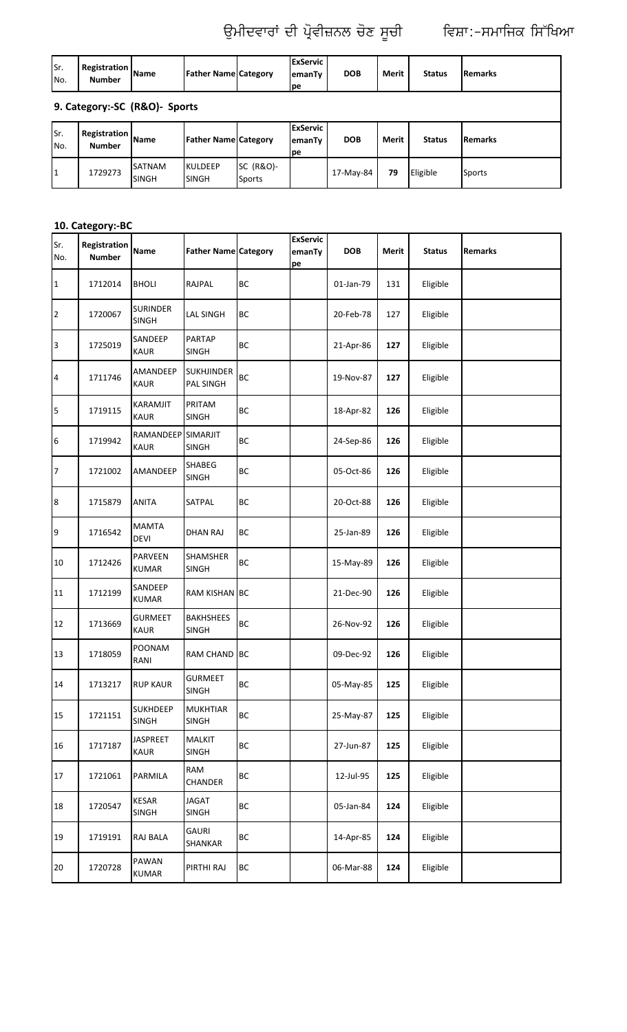| Sr. No. | Registration Number | Name | Father Name | Category | ExServicemanType | DOB | Merit | Status | Remarks |
|---|---|---|---|---|---|---|---|---|---|

### 9. Category:-SC (R&O)- Sports

| Sr. No. | Registration Number | Name | Father Name | Category | ExServicemanType | DOB | Merit | Status | Remarks |
|---|---|---|---|---|---|---|---|---|---|
| 1 | 1729273 | SATNAM SINGH | KULDEEP SINGH | SC (R&O)-Sports | | 17-May-84 | 79 | Eligible | Sports |

### 10. Category:-BC

| Sr. No. | Registration Number | Name | Father Name | Category | ExServicemanType | DOB | Merit | Status | Remarks |
|---|---|---|---|---|---|---|---|---|---|
| 1 | 1712014 | BHOLI | RAJPAL | BC | | 01-Jan-79 | 131 | Eligible | |
| 2 | 1720067 | SURINDER SINGH | LAL SINGH | BC | | 20-Feb-78 | 127 | Eligible | |
| 3 | 1725019 | SANDEEP KAUR | PARTAP SINGH | BC | | 21-Apr-86 | 127 | Eligible | |
| 4 | 1711746 | AMANDEEP KAUR | SUKHJINDER PAL SINGH | BC | | 19-Nov-87 | 127 | Eligible | |
| 5 | 1719115 | KARAMJIT KAUR | PRITAM SINGH | BC | | 18-Apr-82 | 126 | Eligible | |
| 6 | 1719942 | RAMANDEEP KAUR | SIMARJIT SINGH | BC | | 24-Sep-86 | 126 | Eligible | |
| 7 | 1721002 | AMANDEEP | SHABEG SINGH | BC | | 05-Oct-86 | 126 | Eligible | |
| 8 | 1715879 | ANITA | SATPAL | BC | | 20-Oct-88 | 126 | Eligible | |
| 9 | 1716542 | MAMTA DEVI | DHAN RAJ | BC | | 25-Jan-89 | 126 | Eligible | |
| 10 | 1712426 | PARVEEN KUMAR | SHAMSHER SINGH | BC | | 15-May-89 | 126 | Eligible | |
| 11 | 1712199 | SANDEEP KUMAR | RAM KISHAN | BC | | 21-Dec-90 | 126 | Eligible | |
| 12 | 1713669 | GURMEET KAUR | BAKHSHEES SINGH | BC | | 26-Nov-92 | 126 | Eligible | |
| 13 | 1718059 | POONAM RANI | RAM CHAND | BC | | 09-Dec-92 | 126 | Eligible | |
| 14 | 1713217 | RUP KAUR | GURMEET SINGH | BC | | 05-May-85 | 125 | Eligible | |
| 15 | 1721151 | SUKHDEEP SINGH | MUKHTIAR SINGH | BC | | 25-May-87 | 125 | Eligible | |
| 16 | 1717187 | JASPREET KAUR | MALKIT SINGH | BC | | 27-Jun-87 | 125 | Eligible | |
| 17 | 1721061 | PARMILA | RAM CHANDER | BC | | 12-Jul-95 | 125 | Eligible | |
| 18 | 1720547 | KESAR SINGH | JAGAT SINGH | BC | | 05-Jan-84 | 124 | Eligible | |
| 19 | 1719191 | RAJ BALA | GAURI SHANKAR | BC | | 14-Apr-85 | 124 | Eligible | |
| 20 | 1720728 | PAWAN KUMAR | PIRTHI RAJ | BC | | 06-Mar-88 | 124 | Eligible | |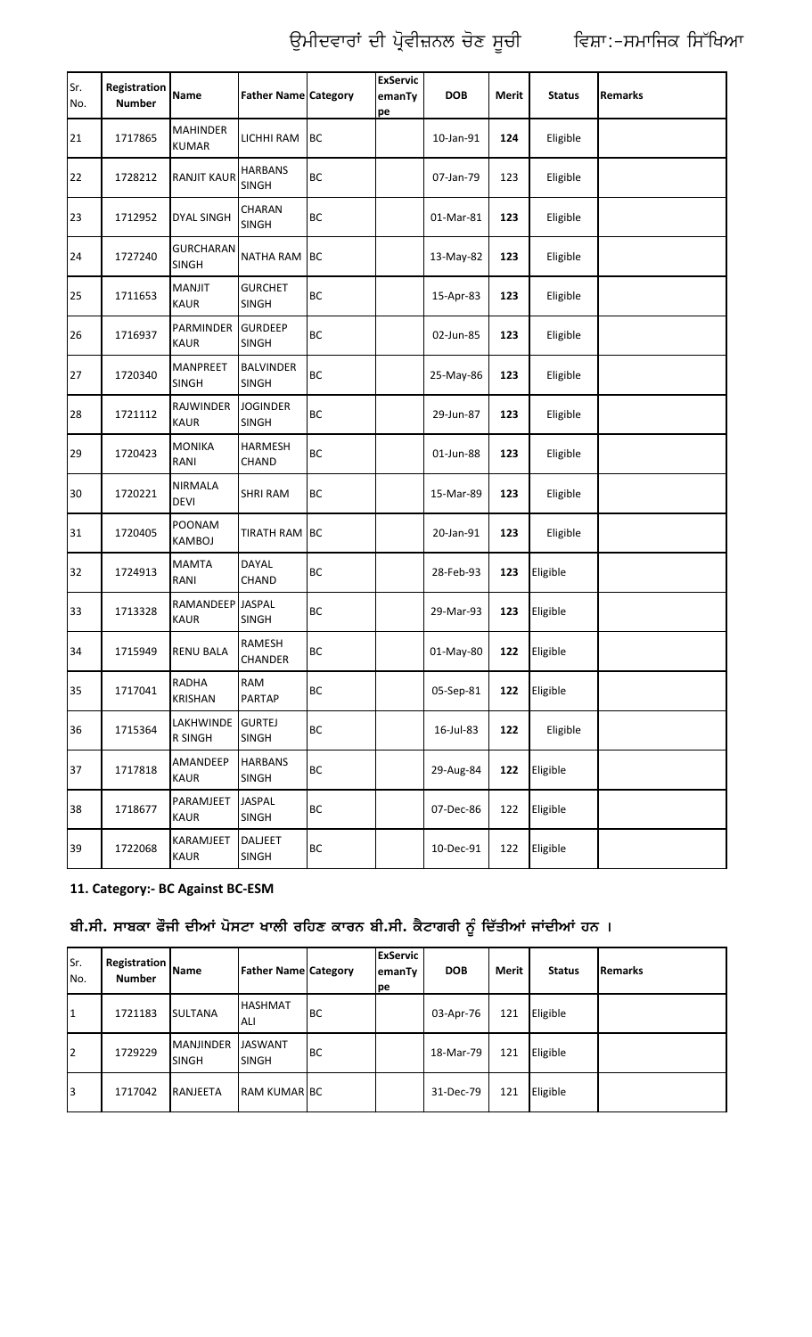| Sr. No. | Registration Number | Name | Father Name | Category | ExServicemanType | DOB | Merit | Status | Remarks |
|---|---|---|---|---|---|---|---|---|---|
| 21 | 1717865 | MAHINDER KUMAR | LICHHI RAM | BC | | 10-Jan-91 | 124 | Eligible | |
| 22 | 1728212 | RANJIT KAUR | HARBANS SINGH | BC | | 07-Jan-79 | 123 | Eligible | |
| 23 | 1712952 | DYAL SINGH | CHARAN SINGH | BC | | 01-Mar-81 | 123 | Eligible | |
| 24 | 1727240 | GURCHARAN SINGH | NATHA RAM | BC | | 13-May-82 | 123 | Eligible | |
| 25 | 1711653 | MANJIT KAUR | GURCHET SINGH | BC | | 15-Apr-83 | 123 | Eligible | |
| 26 | 1716937 | PARMINDER KAUR | GURDEEP SINGH | BC | | 02-Jun-85 | 123 | Eligible | |
| 27 | 1720340 | MANPREET SINGH | BALVINDER SINGH | BC | | 25-May-86 | 123 | Eligible | |
| 28 | 1721112 | RAJWINDER KAUR | JOGINDER SINGH | BC | | 29-Jun-87 | 123 | Eligible | |
| 29 | 1720423 | MONIKA RANI | HARMESH CHAND | BC | | 01-Jun-88 | 123 | Eligible | |
| 30 | 1720221 | NIRMALA DEVI | SHRI RAM | BC | | 15-Mar-89 | 123 | Eligible | |
| 31 | 1720405 | POONAM KAMBOJ | TIRATH RAM | BC | | 20-Jan-91 | 123 | Eligible | |
| 32 | 1724913 | MAMTA RANI | DAYAL CHAND | BC | | 28-Feb-93 | 123 | Eligible | |
| 33 | 1713328 | RAMANDEEP KAUR | JASPAL SINGH | BC | | 29-Mar-93 | 123 | Eligible | |
| 34 | 1715949 | RENU BALA | RAMESH CHANDER | BC | | 01-May-80 | 122 | Eligible | |
| 35 | 1717041 | RADHA KRISHAN | RAM PARTAP | BC | | 05-Sep-81 | 122 | Eligible | |
| 36 | 1715364 | LAKHWINDER SINGH | GURTEJ SINGH | BC | | 16-Jul-83 | 122 | Eligible | |
| 37 | 1717818 | AMANDEEP KAUR | HARBANS SINGH | BC | | 29-Aug-84 | 122 | Eligible | |
| 38 | 1718677 | PARAMJEET KAUR | JASPAL SINGH | BC | | 07-Dec-86 | 122 | Eligible | |
| 39 | 1722068 | KARAMJEET KAUR | DALJEET SINGH | BC | | 10-Dec-91 | 122 | Eligible | |

**11. Category:- BC Against BC-ESM**

**ਬੀ.ਸੀ. ਸਾਬਕਾ ਫੌਜੀ ਦੀਆਂ ਪੋਸਟਾ ਖਾਲੀ ਰਹਿਣ ਕਾਰਨ ਬੀ.ਸੀ. ਕੈਟਾਗਰੀ ਨੂੰ ਦਿੱਤੀਆਂ ਜਾਂਦੀਆਂ ਹਨ ।**

| Sr. No. | Registration Number | Name | Father Name | Category | ExServicemanType | DOB | Merit | Status | Remarks |
|---|---|---|---|---|---|---|---|---|---|
| 1 | 1721183 | SULTANA | HASHMAT ALI | BC | | 03-Apr-76 | 121 | Eligible | |
| 2 | 1729229 | MANJINDER SINGH | JASWANT SINGH | BC | | 18-Mar-79 | 121 | Eligible | |
| 3 | 1717042 | RANJEETA | RAM KUMAR | BC | | 31-Dec-79 | 121 | Eligible | |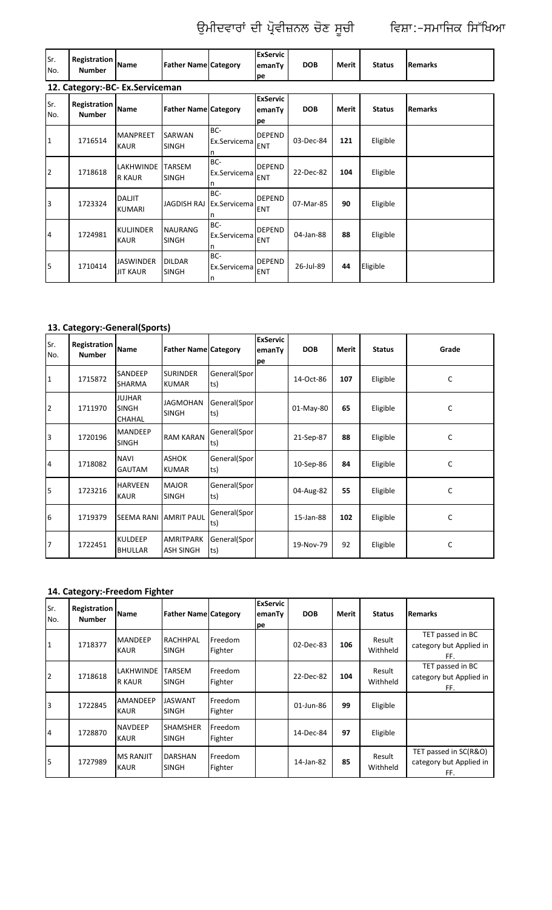ਉਮੀਦਵਾਰਾਂ ਦੀ ਪ੍ਰੋਵੀਜ਼ਨਲ ਚੋਣ ਸੂਚੀ ਵਿਸ਼ਾ:-ਸਮਾਜਿਕ ਸਿੱਖਿਆ

| Sr. No. | Registration Number | Name | Father Name | Category | ExServicemanType | DOB | Merit | Status | Remarks |
|---|---|---|---|---|---|---|---|---|---|

### 12. Category:-BC- Ex.Serviceman

| Sr. No. | Registration Number | Name | Father Name | Category | ExServicemanType | DOB | Merit | Status | Remarks |
|---|---|---|---|---|---|---|---|---|---|
| 1 | 1716514 | MANPREET KAUR | SARWAN SINGH | BC-Ex.Serviceman | DEPENDENT | 03-Dec-84 | 121 | Eligible | |
| 2 | 1718618 | LAKHWINDER KAUR | TARSEM SINGH | BC-Ex.Serviceman | DEPENDENT | 22-Dec-82 | 104 | Eligible | |
| 3 | 1723324 | DALJIT KUMARI | JAGDISH RAJ | BC-Ex.Serviceman | DEPENDENT | 07-Mar-85 | 90 | Eligible | |
| 4 | 1724981 | KULJINDER KAUR | NAURANG SINGH | BC-Ex.Serviceman | DEPENDENT | 04-Jan-88 | 88 | Eligible | |
| 5 | 1710414 | JASWINDER JIT KAUR | DILDAR SINGH | BC-Ex.Serviceman | DEPENDENT | 26-Jul-89 | 44 | Eligible | |

### 13. Category:-General(Sports)

| Sr. No. | Registration Number | Name | Father Name | Category | ExServicemanType | DOB | Merit | Status | Grade |
|---|---|---|---|---|---|---|---|---|---|
| 1 | 1715872 | SANDEEP SHARMA | SURINDER KUMAR | General(Sports) | | 14-Oct-86 | 107 | Eligible | C |
| 2 | 1711970 | JUJHAR SINGH CHAHAL | JAGMOHAN SINGH | General(Sports) | | 01-May-80 | 65 | Eligible | C |
| 3 | 1720196 | MANDEEP SINGH | RAM KARAN | General(Sports) | | 21-Sep-87 | 88 | Eligible | C |
| 4 | 1718082 | NAVI GAUTAM | ASHOK KUMAR | General(Sports) | | 10-Sep-86 | 84 | Eligible | C |
| 5 | 1723216 | HARVEEN KAUR | MAJOR SINGH | General(Sports) | | 04-Aug-82 | 55 | Eligible | C |
| 6 | 1719379 | SEEMA RANI | AMRIT PAUL | General(Sports) | | 15-Jan-88 | 102 | Eligible | C |
| 7 | 1722451 | KULDEEP BHULLAR | AMRITPARKASH SINGH | General(Sports) | | 19-Nov-79 | 92 | Eligible | C |

### 14. Category:-Freedom Fighter

| Sr. No. | Registration Number | Name | Father Name | Category | ExServicemanType | DOB | Merit | Status | Remarks |
|---|---|---|---|---|---|---|---|---|---|
| 1 | 1718377 | MANDEEP KAUR | RACHHPAL SINGH | Freedom Fighter | | 02-Dec-83 | 106 | Result Withheld | TET passed in BC category but Applied in FF. |
| 2 | 1718618 | LAKHWINDER KAUR | TARSEM SINGH | Freedom Fighter | | 22-Dec-82 | 104 | Result Withheld | TET passed in BC category but Applied in FF. |
| 3 | 1722845 | AMANDEEP KAUR | JASWANT SINGH | Freedom Fighter | | 01-Jun-86 | 99 | Eligible | |
| 4 | 1728870 | NAVDEEP KAUR | SHAMSHER SINGH | Freedom Fighter | | 14-Dec-84 | 97 | Eligible | |
| 5 | 1727989 | MS RANJIT KAUR | DARSHAN SINGH | Freedom Fighter | | 14-Jan-82 | 85 | Result Withheld | TET passed in SC(R&O) category but Applied in FF. |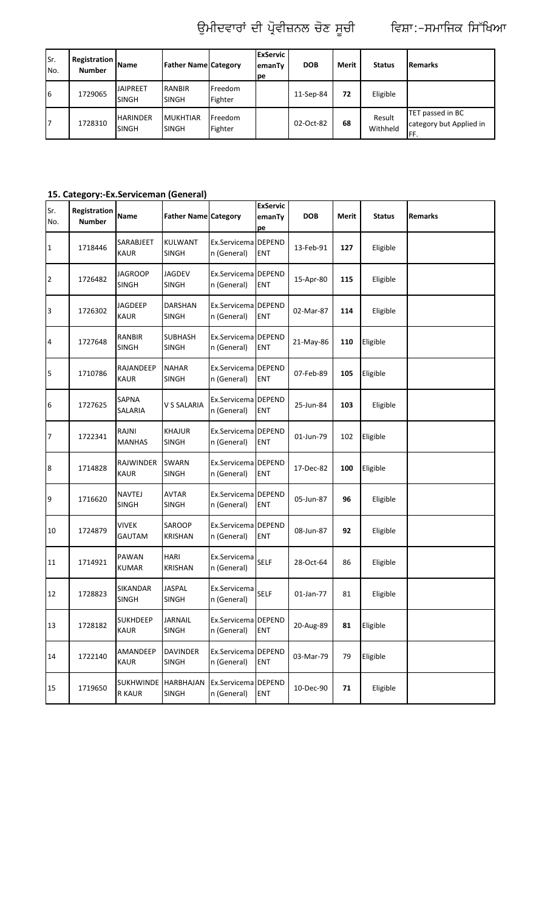ਉਮੀਦਵਾਰਾਂ ਦੀ ਪ੍ਰੋਵੀਜ਼ਨਲ ਚੋਣ ਸੂਚੀ ਵਿਸ਼ਾ:-ਸਮਾਜਿਕ ਸਿੱਖਿਆ

| Sr. No. | Registration Number | Name | Father Name | Category | ExServicemanType | DOB | Merit | Status | Remarks |
|---|---|---|---|---|---|---|---|---|---|
| 6 | 1729065 | JAIPREET SINGH | RANBIR SINGH | Freedom Fighter | | 11-Sep-84 | **72** | Eligible | |
| 7 | 1728310 | HARINDER SINGH | MUKHTIAR SINGH | Freedom Fighter | | 02-Oct-82 | **68** | Result Withheld | TET passed in BC category but Applied in FF. |

### 15. Category:-Ex.Serviceman (General)

| Sr. No. | Registration Number | Name | Father Name | Category | ExServicemanType | DOB | Merit | Status | Remarks |
|---|---|---|---|---|---|---|---|---|---|
| 1 | 1718446 | SARABJEET KAUR | KULWANT SINGH | Ex.Serviceman (General) | DEPENDENT | 13-Feb-91 | **127** | Eligible | |
| 2 | 1726482 | JAGROOP SINGH | JAGDEV SINGH | Ex.Serviceman (General) | DEPENDENT | 15-Apr-80 | **115** | Eligible | |
| 3 | 1726302 | JAGDEEP KAUR | DARSHAN SINGH | Ex.Serviceman (General) | DEPENDENT | 02-Mar-87 | **114** | Eligible | |
| 4 | 1727648 | RANBIR SINGH | SUBHASH SINGH | Ex.Serviceman (General) | DEPENDENT | 21-May-86 | **110** | Eligible | |
| 5 | 1710786 | RAJANDEEP KAUR | NAHAR SINGH | Ex.Serviceman (General) | DEPENDENT | 07-Feb-89 | **105** | Eligible | |
| 6 | 1727625 | SAPNA SALARIA | V S SALARIA | Ex.Serviceman (General) | DEPENDENT | 25-Jun-84 | **103** | Eligible | |
| 7 | 1722341 | RAJNI MANHAS | KHAJUR SINGH | Ex.Serviceman (General) | DEPENDENT | 01-Jun-79 | 102 | Eligible | |
| 8 | 1714828 | RAJWINDER KAUR | SWARN SINGH | Ex.Serviceman (General) | DEPENDENT | 17-Dec-82 | **100** | Eligible | |
| 9 | 1716620 | NAVTEJ SINGH | AVTAR SINGH | Ex.Serviceman (General) | DEPENDENT | 05-Jun-87 | **96** | Eligible | |
| 10 | 1724879 | VIVEK GAUTAM | SAROOP KRISHAN | Ex.Serviceman (General) | DEPENDENT | 08-Jun-87 | **92** | Eligible | |
| 11 | 1714921 | PAWAN KUMAR | HARI KRISHAN | Ex.Serviceman (General) | SELF | 28-Oct-64 | 86 | Eligible | |
| 12 | 1728823 | SIKANDAR SINGH | JASPAL SINGH | Ex.Serviceman (General) | SELF | 01-Jan-77 | 81 | Eligible | |
| 13 | 1728182 | SUKHDEEP KAUR | JARNAIL SINGH | Ex.Serviceman (General) | DEPENDENT | 20-Aug-89 | **81** | Eligible | |
| 14 | 1722140 | AMANDEEP KAUR | DAVINDER SINGH | Ex.Serviceman (General) | DEPENDENT | 03-Mar-79 | 79 | Eligible | |
| 15 | 1719650 | SUKHWINDER KAUR | HARBHAJAN SINGH | Ex.Serviceman (General) | DEPENDENT | 10-Dec-90 | **71** | Eligible | |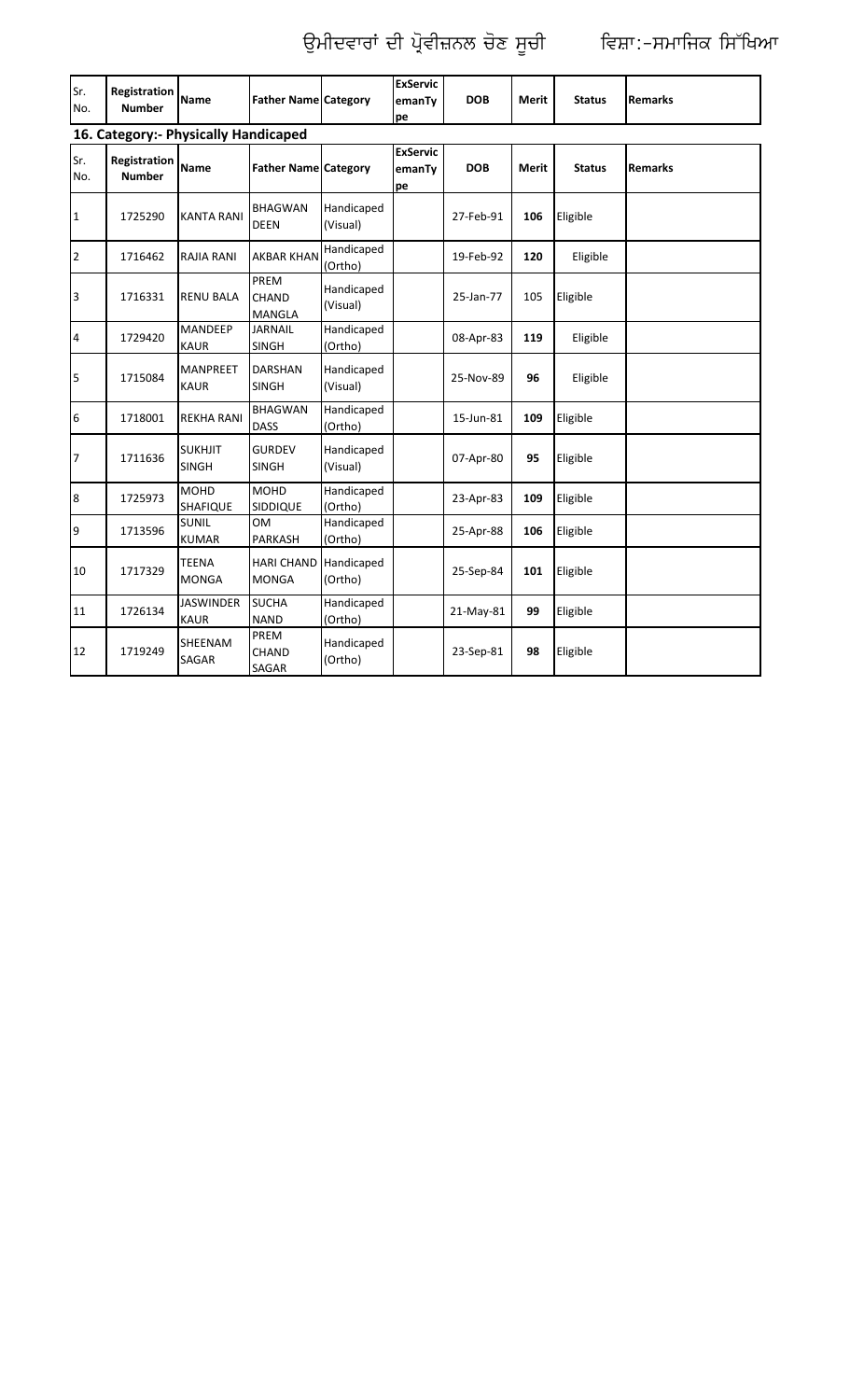ਉਮੀਦਵਾਰਾਂ ਦੀ ਪ੍ਰੋਵੀਜ਼ਨਲ ਚੋਣ ਸੂਚੀ ਵਿਸ਼ਾ:-ਸਮਾਜਿਕ ਸਿੱਖਿਆ

| Sr. No. | Registration Number | Name | Father Name | Category | ExServicemanType | DOB | Merit | Status | Remarks |
|---|---|---|---|---|---|---|---|---|---|

**16. Category:- Physically Handicaped**

| Sr. No. | Registration Number | Name | Father Name | Category | ExServicemanType | DOB | Merit | Status | Remarks |
|---|---|---|---|---|---|---|---|---|---|
| 1 | 1725290 | KANTA RANI | BHAGWAN DEEN | Handicaped (Visual) | | 27-Feb-91 | 106 | Eligible | |
| 2 | 1716462 | RAJIA RANI | AKBAR KHAN | Handicaped (Ortho) | | 19-Feb-92 | 120 | Eligible | |
| 3 | 1716331 | RENU BALA | PREM CHAND MANGLA | Handicaped (Visual) | | 25-Jan-77 | 105 | Eligible | |
| 4 | 1729420 | MANDEEP KAUR | JARNAIL SINGH | Handicaped (Ortho) | | 08-Apr-83 | 119 | Eligible | |
| 5 | 1715084 | MANPREET KAUR | DARSHAN SINGH | Handicaped (Visual) | | 25-Nov-89 | 96 | Eligible | |
| 6 | 1718001 | REKHA RANI | BHAGWAN DASS | Handicaped (Ortho) | | 15-Jun-81 | 109 | Eligible | |
| 7 | 1711636 | SUKHJIT SINGH | GURDEV SINGH | Handicaped (Visual) | | 07-Apr-80 | 95 | Eligible | |
| 8 | 1725973 | MOHD SHAFIQUE | MOHD SIDDIQUE | Handicaped (Ortho) | | 23-Apr-83 | 109 | Eligible | |
| 9 | 1713596 | SUNIL KUMAR | OM PARKASH | Handicaped (Ortho) | | 25-Apr-88 | 106 | Eligible | |
| 10 | 1717329 | TEENA MONGA | HARI CHAND MONGA | Handicaped (Ortho) | | 25-Sep-84 | 101 | Eligible | |
| 11 | 1726134 | JASWINDER KAUR | SUCHA NAND | Handicaped (Ortho) | | 21-May-81 | 99 | Eligible | |
| 12 | 1719249 | SHEENAM SAGAR | PREM CHAND SAGAR | Handicaped (Ortho) | | 23-Sep-81 | 98 | Eligible | |